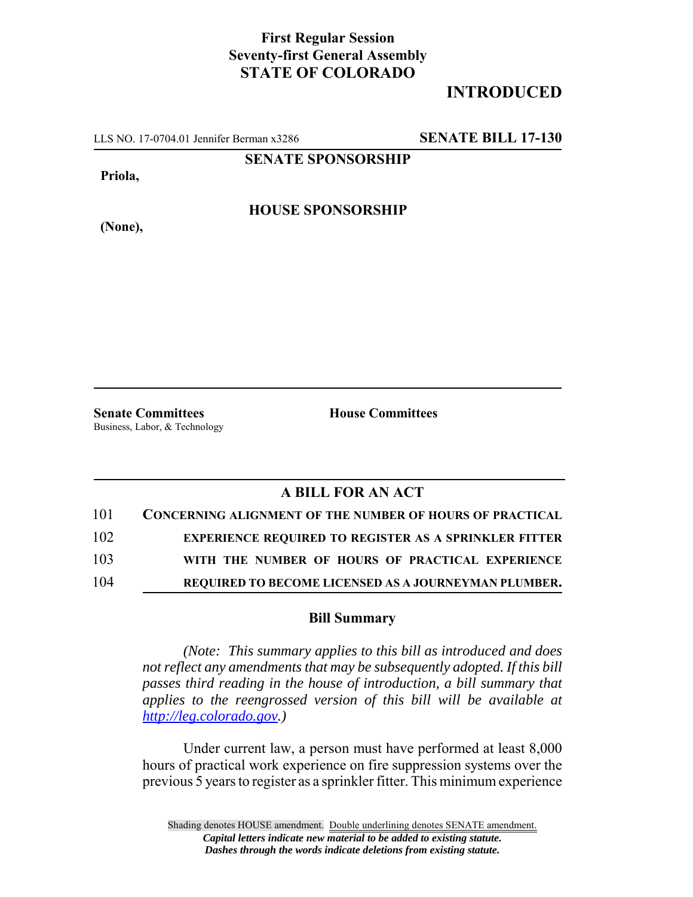**First Regular Session**
**Seventy-first General Assembly**
**STATE OF COLORADO**

**INTRODUCED**

LLS NO. 17-0704.01 Jennifer Berman x3286 **SENATE BILL 17-130**

**SENATE SPONSORSHIP**

**Priola,**

**HOUSE SPONSORSHIP**

**(None),**

**Senate Committees**
Business, Labor, & Technology

**House Committees**

## A BILL FOR AN ACT

101 **CONCERNING ALIGNMENT OF THE NUMBER OF HOURS OF PRACTICAL**
102 **EXPERIENCE REQUIRED TO REGISTER AS A SPRINKLER FITTER**
103 **WITH THE NUMBER OF HOURS OF PRACTICAL EXPERIENCE**
104 **REQUIRED TO BECOME LICENSED AS A JOURNEYMAN PLUMBER.**

### Bill Summary

*(Note: This summary applies to this bill as introduced and does not reflect any amendments that may be subsequently adopted. If this bill passes third reading in the house of introduction, a bill summary that applies to the reengrossed version of this bill will be available at http://leg.colorado.gov.)*

Under current law, a person must have performed at least 8,000 hours of practical work experience on fire suppression systems over the previous 5 years to register as a sprinkler fitter. This minimum experience

Shading denotes HOUSE amendment. Double underlining denotes SENATE amendment.
*Capital letters indicate new material to be added to existing statute.*
*Dashes through the words indicate deletions from existing statute.*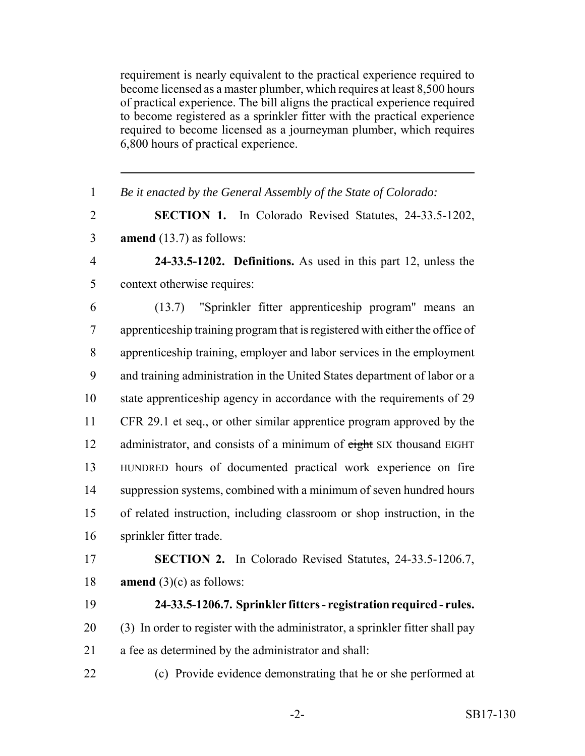requirement is nearly equivalent to the practical experience required to become licensed as a master plumber, which requires at least 8,500 hours of practical experience. The bill aligns the practical experience required to become registered as a sprinkler fitter with the practical experience required to become licensed as a journeyman plumber, which requires 6,800 hours of practical experience.

---

1 *Be it enacted by the General Assembly of the State of Colorado:*

2 **SECTION 1.** In Colorado Revised Statutes, 24-33.5-1202,
3 **amend** (13.7) as follows:

4 **24-33.5-1202. Definitions.** As used in this part 12, unless the
5 context otherwise requires:

6 (13.7) "Sprinkler fitter apprenticeship program" means an
7 apprenticeship training program that is registered with either the office of
8 apprenticeship training, employer and labor services in the employment
9 and training administration in the United States department of labor or a
10 state apprenticeship agency in accordance with the requirements of 29
11 CFR 29.1 et seq., or other similar apprentice program approved by the
12 administrator, and consists of a minimum of ~~eight~~ SIX thousand EIGHT
13 HUNDRED hours of documented practical work experience on fire
14 suppression systems, combined with a minimum of seven hundred hours
15 of related instruction, including classroom or shop instruction, in the
16 sprinkler fitter trade.

17 **SECTION 2.** In Colorado Revised Statutes, 24-33.5-1206.7,
18 **amend** (3)(c) as follows:

19 **24-33.5-1206.7. Sprinkler fitters - registration required - rules.**
20 (3) In order to register with the administrator, a sprinkler fitter shall pay
21 a fee as determined by the administrator and shall:

22 (c) Provide evidence demonstrating that he or she performed at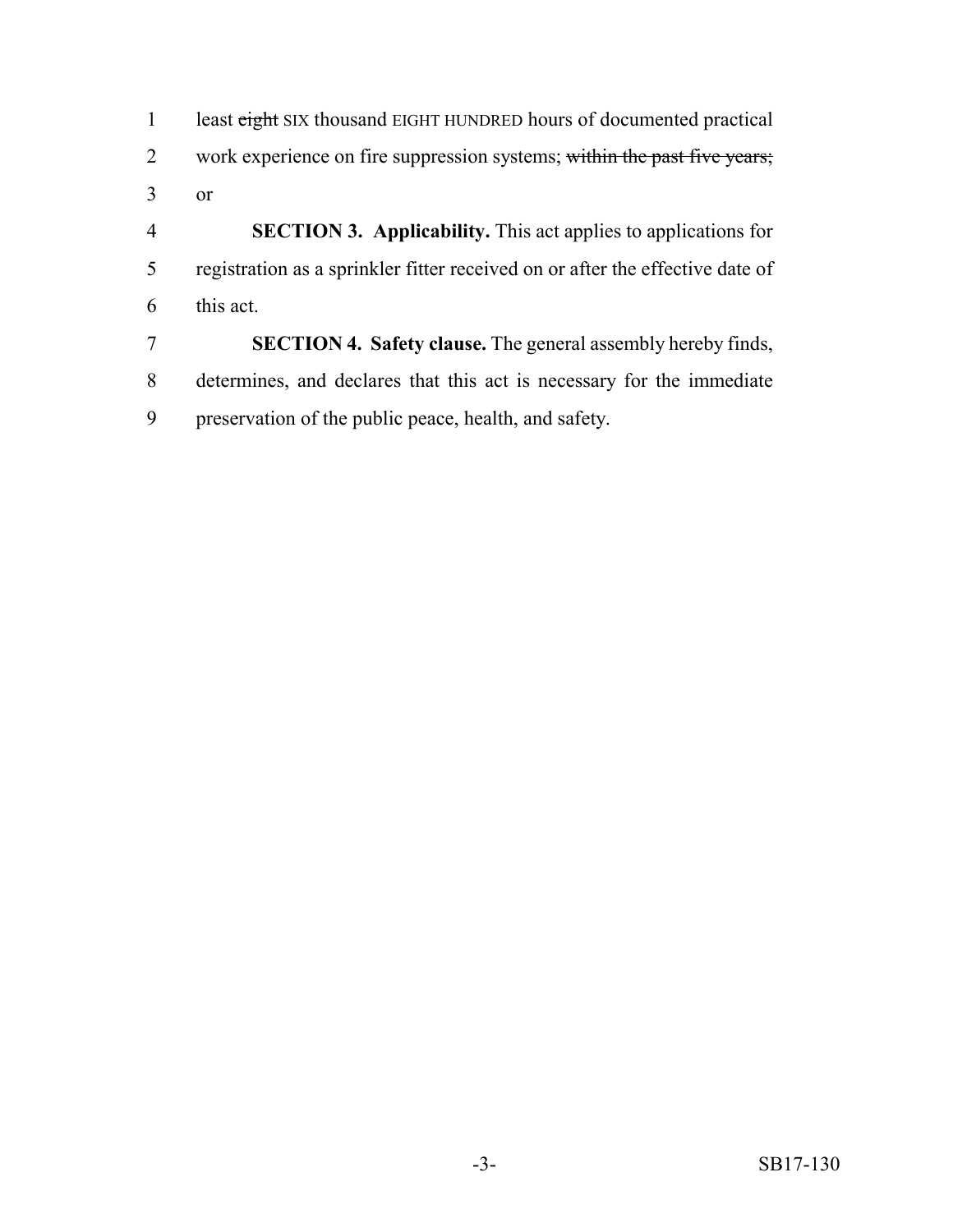1 least ~~eight~~ SIX thousand EIGHT HUNDRED hours of documented practical
2 work experience on fire suppression systems; ~~within the past five years;~~
3 or

4 **SECTION 3. Applicability.** This act applies to applications for
5 registration as a sprinkler fitter received on or after the effective date of
6 this act.

7 **SECTION 4. Safety clause.** The general assembly hereby finds,
8 determines, and declares that this act is necessary for the immediate
9 preservation of the public peace, health, and safety.